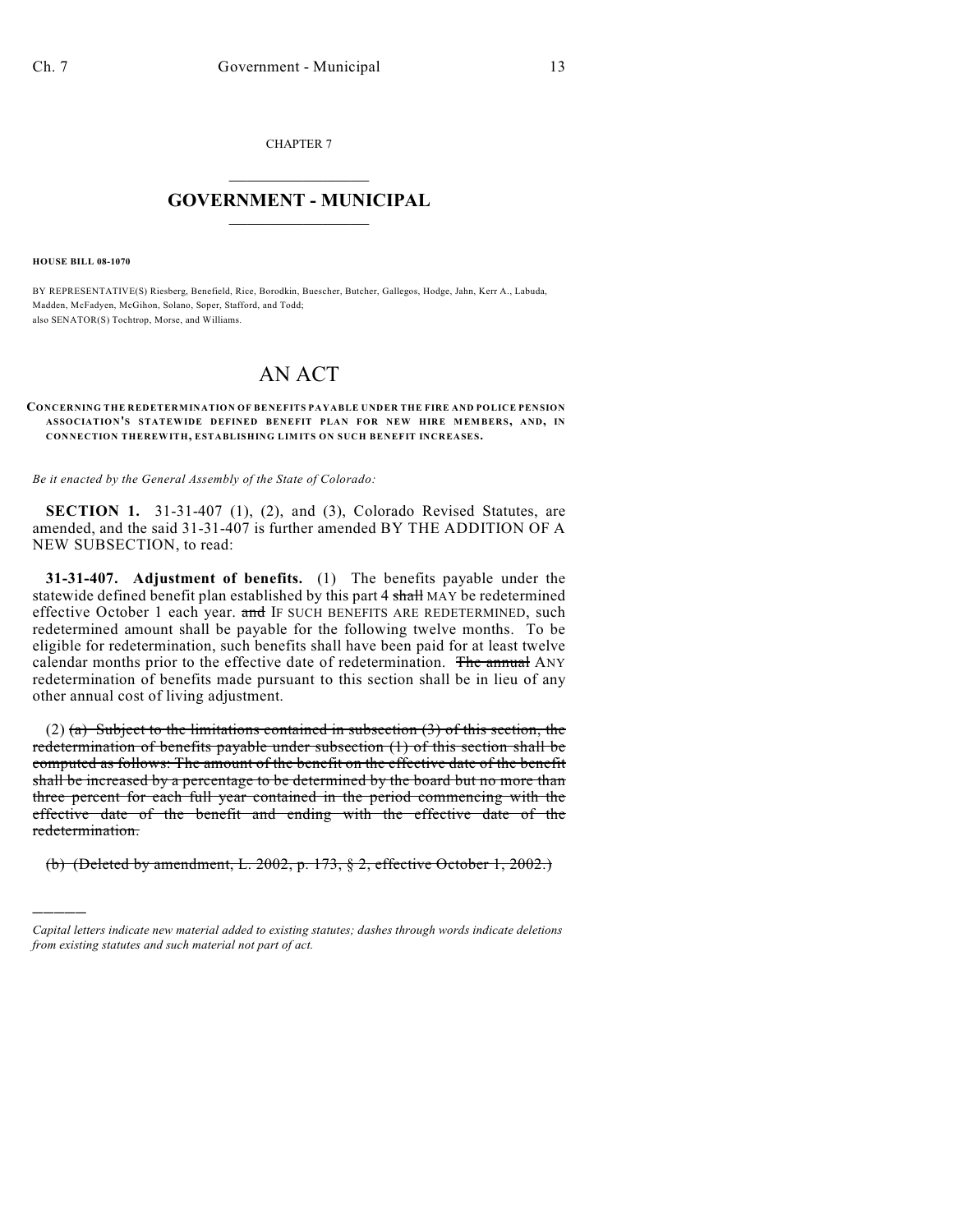CHAPTER 7

# GOVERNMENT - MUNICIPAL

**HOUSE BILL 08-1070**

BY REPRESENTATIVE(S) Riesberg, Benefield, Rice, Borodkin, Buescher, Butcher, Gallegos, Hodge, Jahn, Kerr A., Labuda, Madden, McFadyen, McGihon, Solano, Soper, Stafford, and Todd;
also SENATOR(S) Tochtrop, Morse, and Williams.

# AN ACT

**CONCERNING THE REDETERMINATION OF BENEFITS PAYABLE UNDER THE FIRE AND POLICE PENSION ASSOCIATION'S STATEWIDE DEFINED BENEFIT PLAN FOR NEW HIRE MEMBERS, AND, IN CONNECTION THEREWITH, ESTABLISHING LIMITS ON SUCH BENEFIT INCREASES.**

*Be it enacted by the General Assembly of the State of Colorado:*

**SECTION 1.** 31-31-407 (1), (2), and (3), Colorado Revised Statutes, are amended, and the said 31-31-407 is further amended BY THE ADDITION OF A NEW SUBSECTION, to read:

**31-31-407. Adjustment of benefits.** (1) The benefits payable under the statewide defined benefit plan established by this part 4 ~~shall~~ MAY be redetermined effective October 1 each year. ~~and~~ IF SUCH BENEFITS ARE REDETERMINED, such redetermined amount shall be payable for the following twelve months. To be eligible for redetermination, such benefits shall have been paid for at least twelve calendar months prior to the effective date of redetermination. ~~The annual~~ ANY redetermination of benefits made pursuant to this section shall be in lieu of any other annual cost of living adjustment.

(2) ~~(a) Subject to the limitations contained in subsection (3) of this section, the redetermination of benefits payable under subsection (1) of this section shall be computed as follows: The amount of the benefit on the effective date of the benefit shall be increased by a percentage to be determined by the board but no more than three percent for each full year contained in the period commencing with the effective date of the benefit and ending with the effective date of the redetermination.~~

~~(b) (Deleted by amendment, L. 2002, p. 173, § 2, effective October 1, 2002.)~~

---

*Capital letters indicate new material added to existing statutes; dashes through words indicate deletions from existing statutes and such material not part of act.*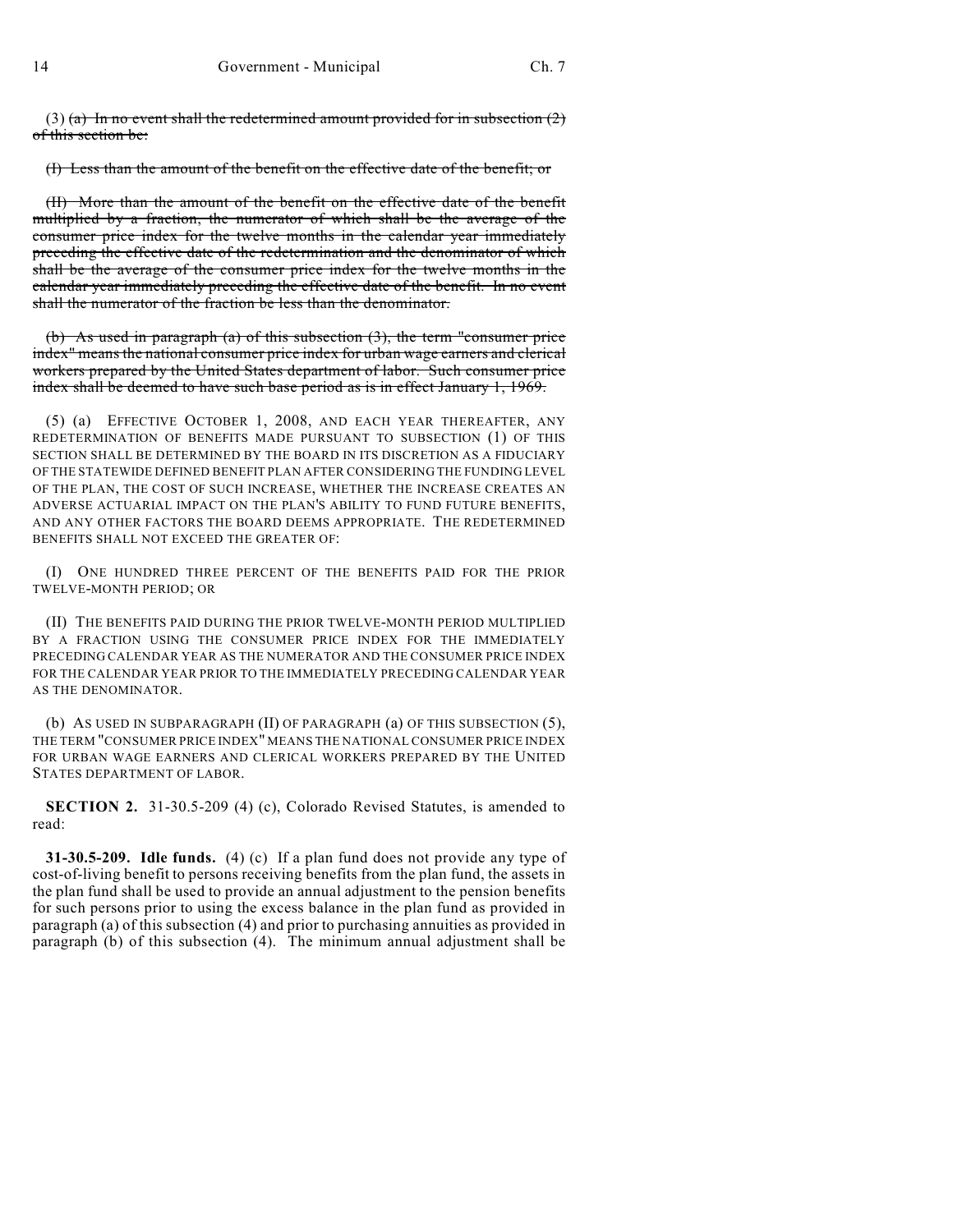(3) ~~(a) In no event shall the redetermined amount provided for in subsection (2) of this section be:~~

~~(I) Less than the amount of the benefit on the effective date of the benefit; or~~

~~(II) More than the amount of the benefit on the effective date of the benefit multiplied by a fraction, the numerator of which shall be the average of the consumer price index for the twelve months in the calendar year immediately preceding the effective date of the redetermination and the denominator of which shall be the average of the consumer price index for the twelve months in the calendar year immediately preceding the effective date of the benefit. In no event shall the numerator of the fraction be less than the denominator.~~

~~(b) As used in paragraph (a) of this subsection (3), the term "consumer price index" means the national consumer price index for urban wage earners and clerical workers prepared by the United States department of labor. Such consumer price index shall be deemed to have such base period as is in effect January 1, 1969.~~

(5) (a) EFFECTIVE OCTOBER 1, 2008, AND EACH YEAR THEREAFTER, ANY REDETERMINATION OF BENEFITS MADE PURSUANT TO SUBSECTION (1) OF THIS SECTION SHALL BE DETERMINED BY THE BOARD IN ITS DISCRETION AS A FIDUCIARY OF THE STATEWIDE DEFINED BENEFIT PLAN AFTER CONSIDERING THE FUNDING LEVEL OF THE PLAN, THE COST OF SUCH INCREASE, WHETHER THE INCREASE CREATES AN ADVERSE ACTUARIAL IMPACT ON THE PLAN'S ABILITY TO FUND FUTURE BENEFITS, AND ANY OTHER FACTORS THE BOARD DEEMS APPROPRIATE. THE REDETERMINED BENEFITS SHALL NOT EXCEED THE GREATER OF:

(I) ONE HUNDRED THREE PERCENT OF THE BENEFITS PAID FOR THE PRIOR TWELVE-MONTH PERIOD; OR

(II) THE BENEFITS PAID DURING THE PRIOR TWELVE-MONTH PERIOD MULTIPLIED BY A FRACTION USING THE CONSUMER PRICE INDEX FOR THE IMMEDIATELY PRECEDING CALENDAR YEAR AS THE NUMERATOR AND THE CONSUMER PRICE INDEX FOR THE CALENDAR YEAR PRIOR TO THE IMMEDIATELY PRECEDING CALENDAR YEAR AS THE DENOMINATOR.

(b) AS USED IN SUBPARAGRAPH (II) OF PARAGRAPH (a) OF THIS SUBSECTION (5), THE TERM "CONSUMER PRICE INDEX" MEANS THE NATIONAL CONSUMER PRICE INDEX FOR URBAN WAGE EARNERS AND CLERICAL WORKERS PREPARED BY THE UNITED STATES DEPARTMENT OF LABOR.

**SECTION 2.** 31-30.5-209 (4) (c), Colorado Revised Statutes, is amended to read:

**31-30.5-209. Idle funds.** (4) (c) If a plan fund does not provide any type of cost-of-living benefit to persons receiving benefits from the plan fund, the assets in the plan fund shall be used to provide an annual adjustment to the pension benefits for such persons prior to using the excess balance in the plan fund as provided in paragraph (a) of this subsection (4) and prior to purchasing annuities as provided in paragraph (b) of this subsection (4). The minimum annual adjustment shall be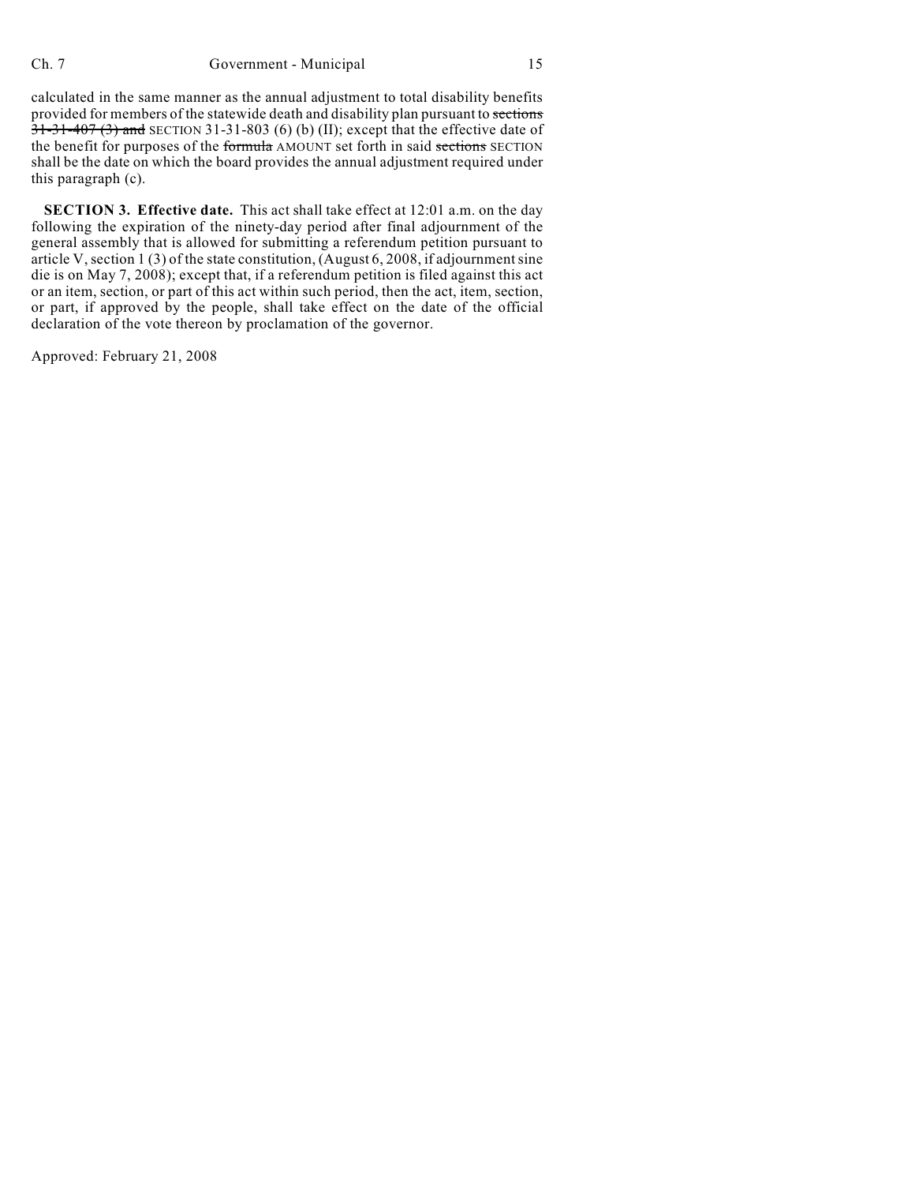calculated in the same manner as the annual adjustment to total disability benefits provided for members of the statewide death and disability plan pursuant to ~~sections 31-31-407 (3) and~~ SECTION 31-31-803 (6) (b) (II); except that the effective date of the benefit for purposes of the ~~formula~~ AMOUNT set forth in said ~~sections~~ SECTION shall be the date on which the board provides the annual adjustment required under this paragraph (c).

**SECTION 3. Effective date.** This act shall take effect at 12:01 a.m. on the day following the expiration of the ninety-day period after final adjournment of the general assembly that is allowed for submitting a referendum petition pursuant to article V, section 1 (3) of the state constitution, (August 6, 2008, if adjournment sine die is on May 7, 2008); except that, if a referendum petition is filed against this act or an item, section, or part of this act within such period, then the act, item, section, or part, if approved by the people, shall take effect on the date of the official declaration of the vote thereon by proclamation of the governor.

Approved: February 21, 2008